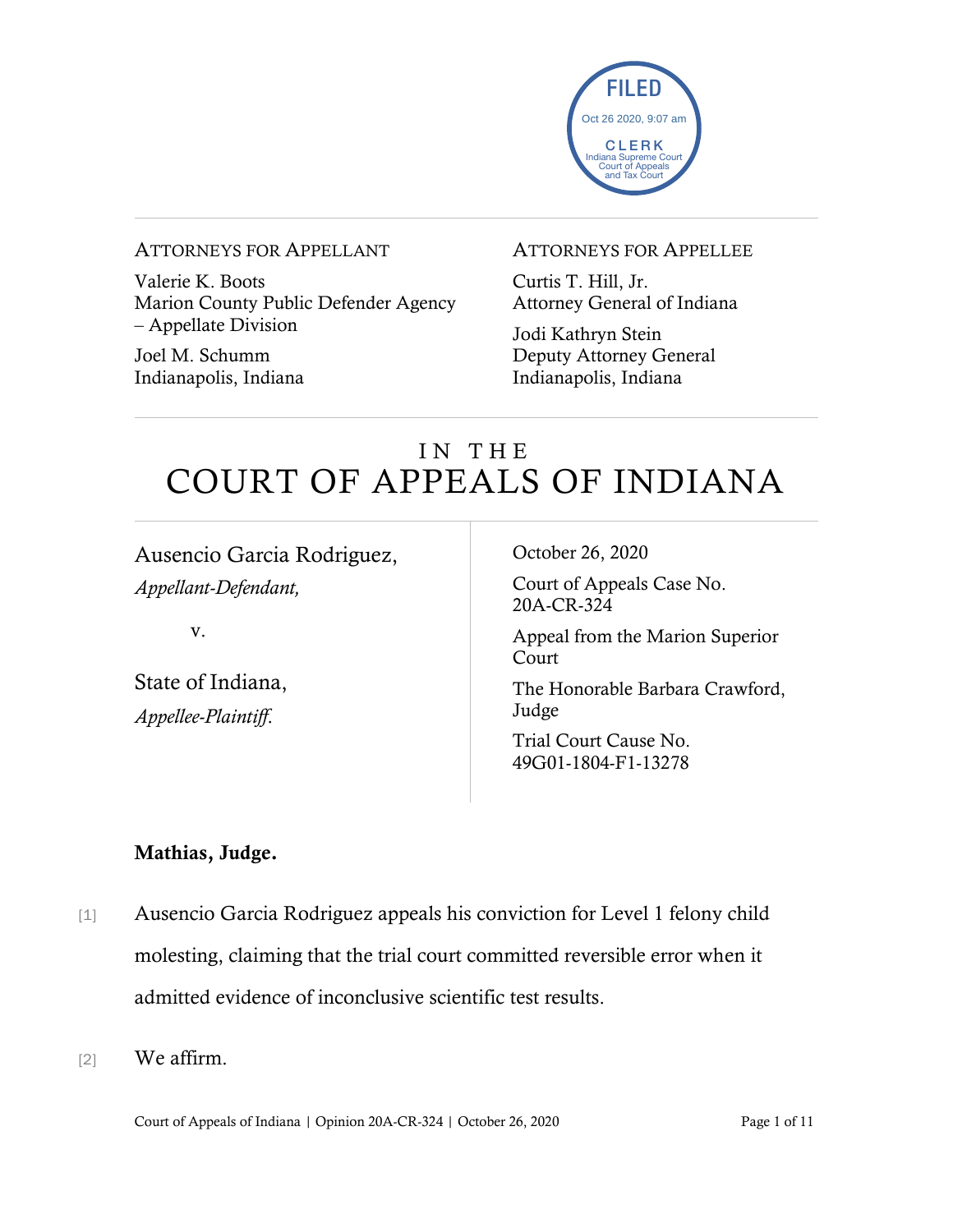FILED
Oct 26 2020, 9:07 am
CLERK
Indiana Supreme Court
Court of Appeals
and Tax Court

---

ATTORNEYS FOR APPELLANT

Valerie K. Boots
Marion County Public Defender Agency – Appellate Division

Joel M. Schumm
Indianapolis, Indiana

ATTORNEYS FOR APPELLEE

Curtis T. Hill, Jr.
Attorney General of Indiana

Jodi Kathryn Stein
Deputy Attorney General
Indianapolis, Indiana

---

# IN THE COURT OF APPEALS OF INDIANA

Ausencio Garcia Rodriguez,
*Appellant-Defendant,*

v.

State of Indiana,
*Appellee-Plaintiff.*

October 26, 2020

Court of Appeals Case No. 20A-CR-324

Appeal from the Marion Superior Court

The Honorable Barbara Crawford, Judge

Trial Court Cause No. 49G01-1804-F1-13278

**Mathias, Judge.**

[1] Ausencio Garcia Rodriguez appeals his conviction for Level 1 felony child molesting, claiming that the trial court committed reversible error when it admitted evidence of inconclusive scientific test results.

[2] We affirm.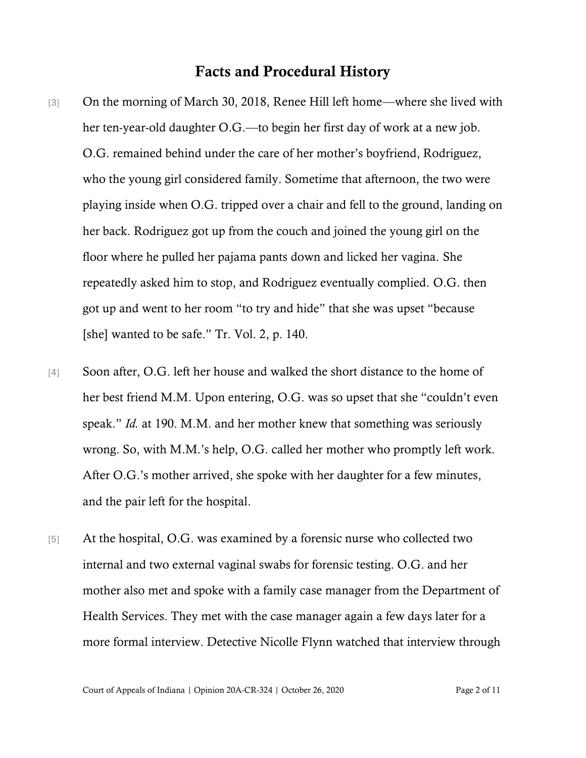## Facts and Procedural History

[3] On the morning of March 30, 2018, Renee Hill left home—where she lived with her ten-year-old daughter O.G.—to begin her first day of work at a new job. O.G. remained behind under the care of her mother's boyfriend, Rodriguez, who the young girl considered family. Sometime that afternoon, the two were playing inside when O.G. tripped over a chair and fell to the ground, landing on her back. Rodriguez got up from the couch and joined the young girl on the floor where he pulled her pajama pants down and licked her vagina. She repeatedly asked him to stop, and Rodriguez eventually complied. O.G. then got up and went to her room "to try and hide" that she was upset "because [she] wanted to be safe." Tr. Vol. 2, p. 140.

[4] Soon after, O.G. left her house and walked the short distance to the home of her best friend M.M. Upon entering, O.G. was so upset that she "couldn't even speak." *Id.* at 190. M.M. and her mother knew that something was seriously wrong. So, with M.M.'s help, O.G. called her mother who promptly left work. After O.G.'s mother arrived, she spoke with her daughter for a few minutes, and the pair left for the hospital.

[5] At the hospital, O.G. was examined by a forensic nurse who collected two internal and two external vaginal swabs for forensic testing. O.G. and her mother also met and spoke with a family case manager from the Department of Health Services. They met with the case manager again a few days later for a more formal interview. Detective Nicolle Flynn watched that interview through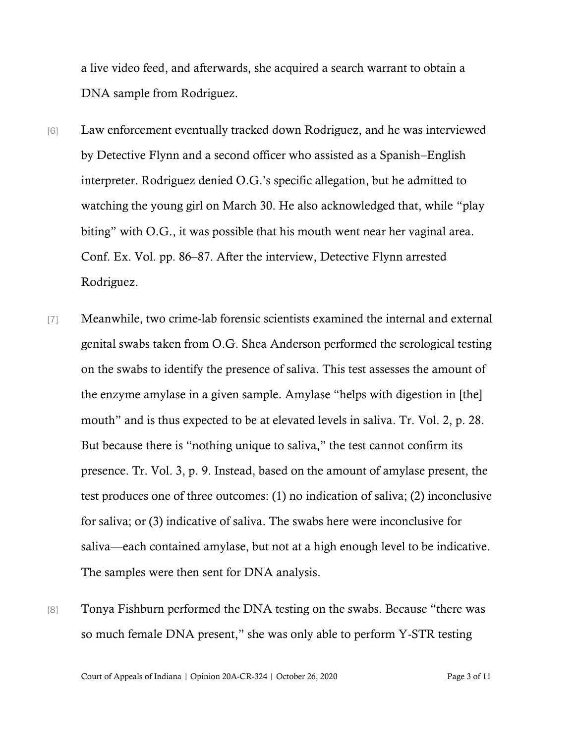a live video feed, and afterwards, she acquired a search warrant to obtain a DNA sample from Rodriguez.

[6] Law enforcement eventually tracked down Rodriguez, and he was interviewed by Detective Flynn and a second officer who assisted as a Spanish–English interpreter. Rodriguez denied O.G.'s specific allegation, but he admitted to watching the young girl on March 30. He also acknowledged that, while "play biting" with O.G., it was possible that his mouth went near her vaginal area. Conf. Ex. Vol. pp. 86–87. After the interview, Detective Flynn arrested Rodriguez.

[7] Meanwhile, two crime-lab forensic scientists examined the internal and external genital swabs taken from O.G. Shea Anderson performed the serological testing on the swabs to identify the presence of saliva. This test assesses the amount of the enzyme amylase in a given sample. Amylase "helps with digestion in [the] mouth" and is thus expected to be at elevated levels in saliva. Tr. Vol. 2, p. 28. But because there is "nothing unique to saliva," the test cannot confirm its presence. Tr. Vol. 3, p. 9. Instead, based on the amount of amylase present, the test produces one of three outcomes: (1) no indication of saliva; (2) inconclusive for saliva; or (3) indicative of saliva. The swabs here were inconclusive for saliva—each contained amylase, but not at a high enough level to be indicative. The samples were then sent for DNA analysis.

[8] Tonya Fishburn performed the DNA testing on the swabs. Because "there was so much female DNA present," she was only able to perform Y-STR testing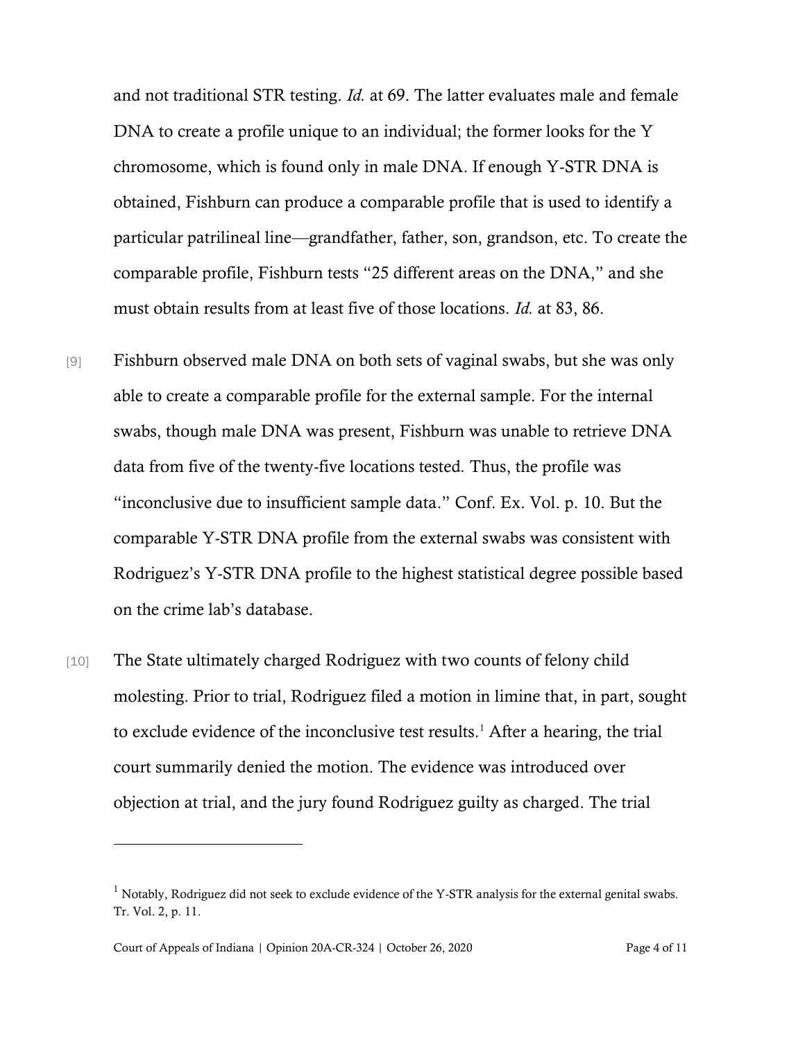and not traditional STR testing. *Id.* at 69. The latter evaluates male and female DNA to create a profile unique to an individual; the former looks for the Y chromosome, which is found only in male DNA. If enough Y-STR DNA is obtained, Fishburn can produce a comparable profile that is used to identify a particular patrilineal line—grandfather, father, son, grandson, etc. To create the comparable profile, Fishburn tests "25 different areas on the DNA," and she must obtain results from at least five of those locations. *Id.* at 83, 86.

[9] Fishburn observed male DNA on both sets of vaginal swabs, but she was only able to create a comparable profile for the external sample. For the internal swabs, though male DNA was present, Fishburn was unable to retrieve DNA data from five of the twenty-five locations tested. Thus, the profile was "inconclusive due to insufficient sample data." Conf. Ex. Vol. p. 10. But the comparable Y-STR DNA profile from the external swabs was consistent with Rodriguez's Y-STR DNA profile to the highest statistical degree possible based on the crime lab's database.

[10] The State ultimately charged Rodriguez with two counts of felony child molesting. Prior to trial, Rodriguez filed a motion in limine that, in part, sought to exclude evidence of the inconclusive test results.[1] After a hearing, the trial court summarily denied the motion. The evidence was introduced over objection at trial, and the jury found Rodriguez guilty as charged. The trial

---

[1] Notably, Rodriguez did not seek to exclude evidence of the Y-STR analysis for the external genital swabs. Tr. Vol. 2, p. 11.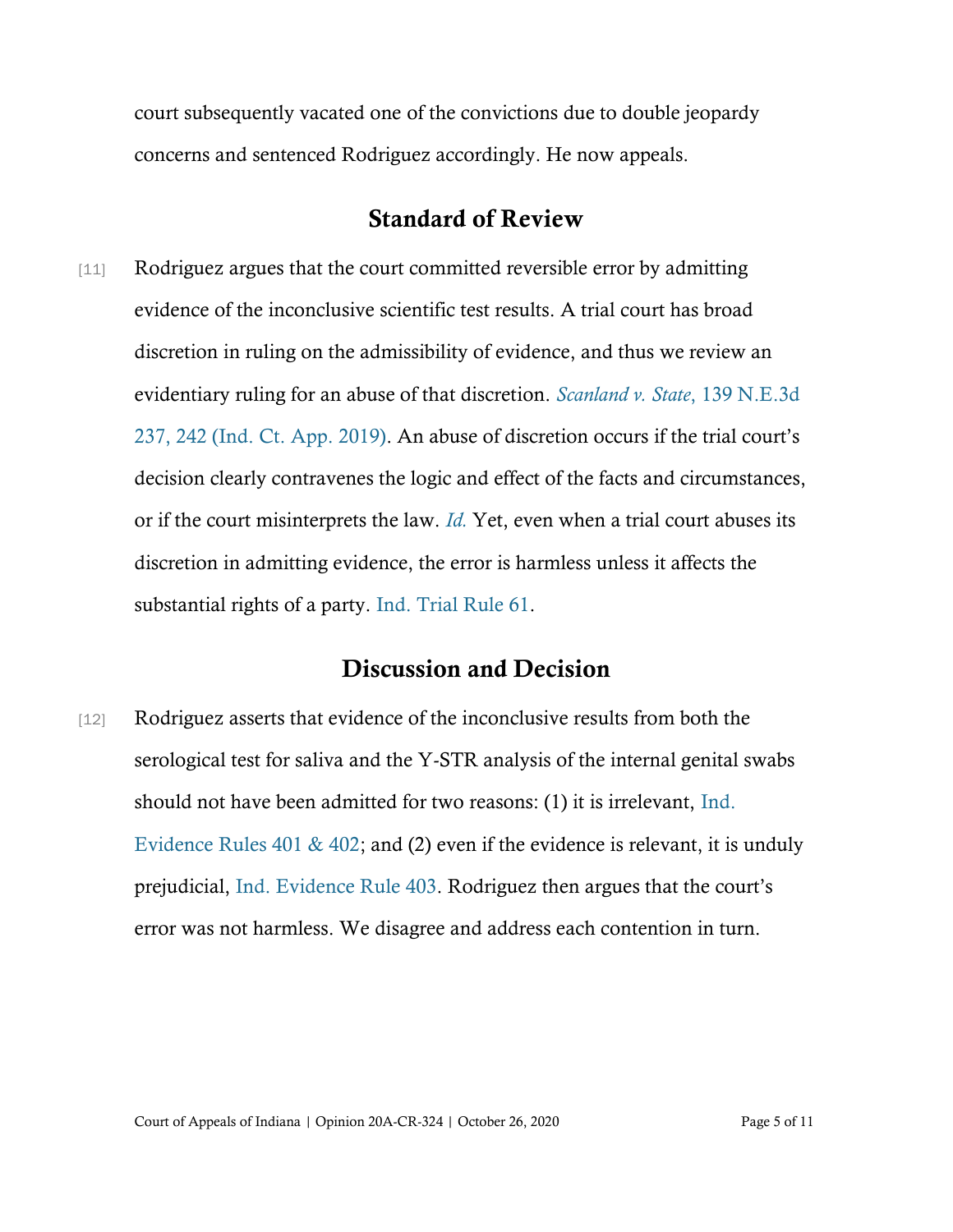court subsequently vacated one of the convictions due to double jeopardy concerns and sentenced Rodriguez accordingly. He now appeals.

## Standard of Review

[11] Rodriguez argues that the court committed reversible error by admitting evidence of the inconclusive scientific test results. A trial court has broad discretion in ruling on the admissibility of evidence, and thus we review an evidentiary ruling for an abuse of that discretion. *Scanland v. State*, 139 N.E.3d 237, 242 (Ind. Ct. App. 2019). An abuse of discretion occurs if the trial court's decision clearly contravenes the logic and effect of the facts and circumstances, or if the court misinterprets the law. *Id.* Yet, even when a trial court abuses its discretion in admitting evidence, the error is harmless unless it affects the substantial rights of a party. Ind. Trial Rule 61.

## Discussion and Decision

[12] Rodriguez asserts that evidence of the inconclusive results from both the serological test for saliva and the Y-STR analysis of the internal genital swabs should not have been admitted for two reasons: (1) it is irrelevant, Ind. Evidence Rules 401 & 402; and (2) even if the evidence is relevant, it is unduly prejudicial, Ind. Evidence Rule 403. Rodriguez then argues that the court's error was not harmless. We disagree and address each contention in turn.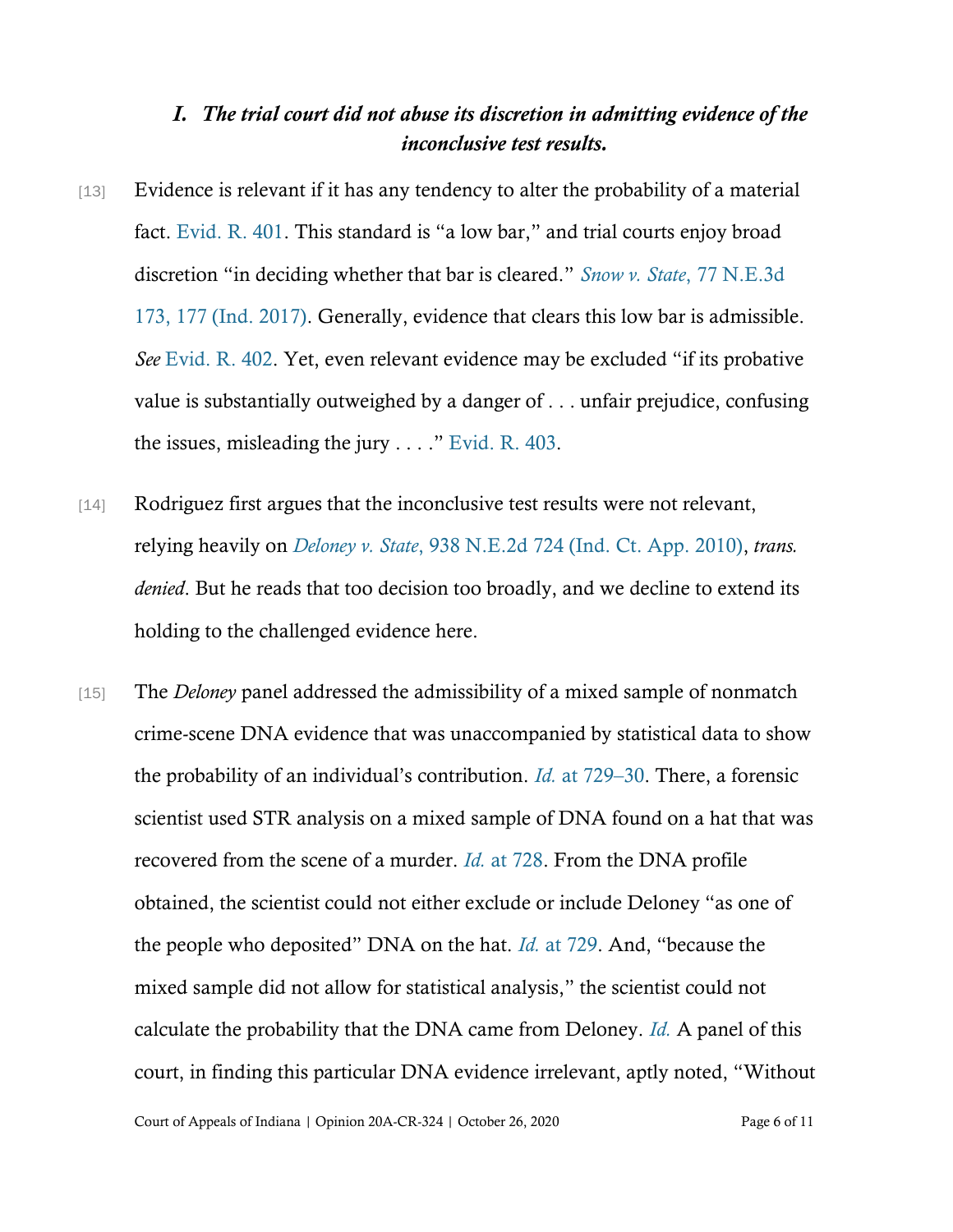### *I. The trial court did not abuse its discretion in admitting evidence of the inconclusive test results.*

[13] Evidence is relevant if it has any tendency to alter the probability of a material fact. Evid. R. 401. This standard is "a low bar," and trial courts enjoy broad discretion "in deciding whether that bar is cleared." *Snow v. State*, 77 N.E.3d 173, 177 (Ind. 2017). Generally, evidence that clears this low bar is admissible. *See* Evid. R. 402. Yet, even relevant evidence may be excluded "if its probative value is substantially outweighed by a danger of . . . unfair prejudice, confusing the issues, misleading the jury . . . ." Evid. R. 403.

[14] Rodriguez first argues that the inconclusive test results were not relevant, relying heavily on *Deloney v. State*, 938 N.E.2d 724 (Ind. Ct. App. 2010), *trans. denied*. But he reads that too decision too broadly, and we decline to extend its holding to the challenged evidence here.

[15] The *Deloney* panel addressed the admissibility of a mixed sample of nonmatch crime-scene DNA evidence that was unaccompanied by statistical data to show the probability of an individual's contribution. *Id.* at 729–30. There, a forensic scientist used STR analysis on a mixed sample of DNA found on a hat that was recovered from the scene of a murder. *Id.* at 728. From the DNA profile obtained, the scientist could not either exclude or include Deloney "as one of the people who deposited" DNA on the hat. *Id.* at 729. And, "because the mixed sample did not allow for statistical analysis," the scientist could not calculate the probability that the DNA came from Deloney. *Id.* A panel of this court, in finding this particular DNA evidence irrelevant, aptly noted, "Without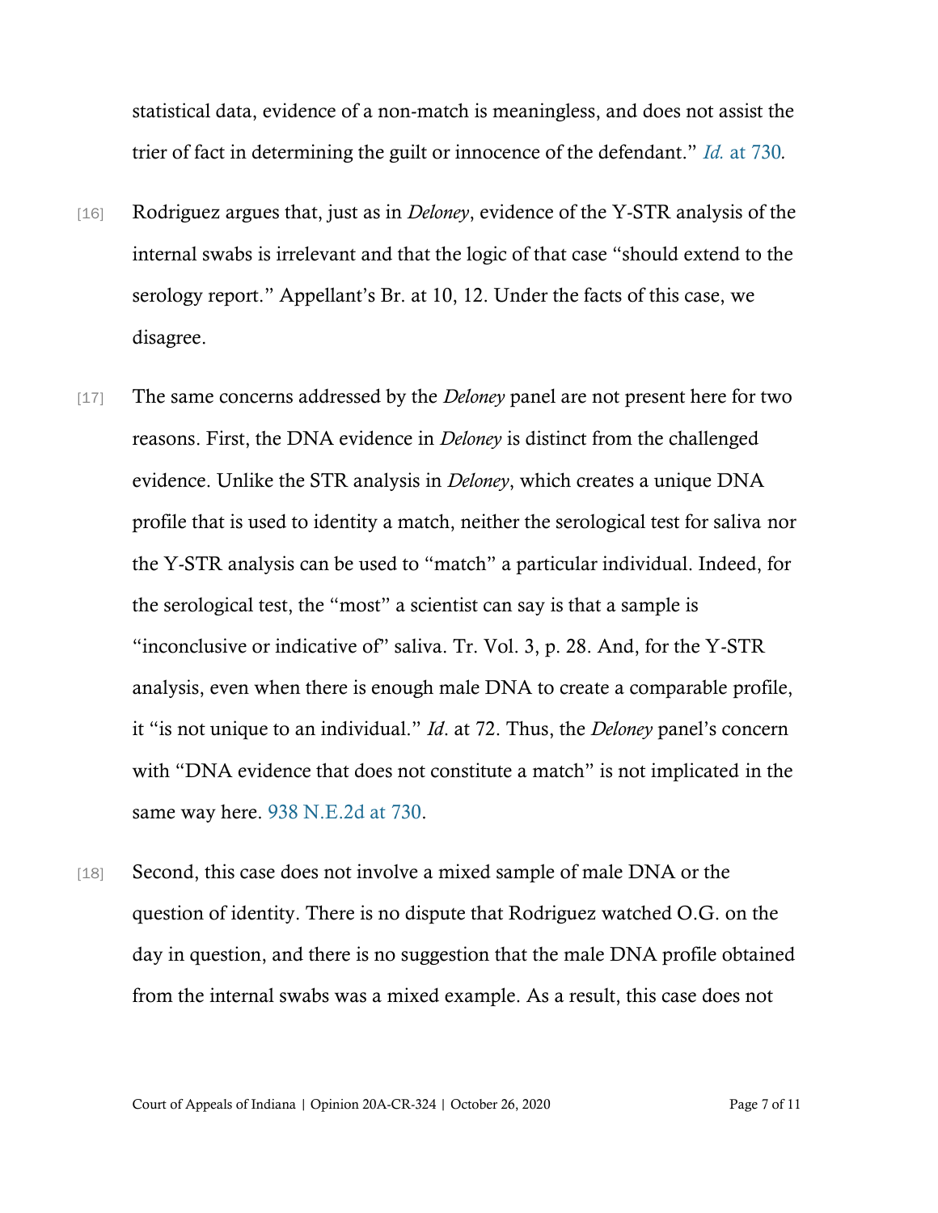statistical data, evidence of a non-match is meaningless, and does not assist the trier of fact in determining the guilt or innocence of the defendant." *Id.* at 730.

[16] Rodriguez argues that, just as in *Deloney*, evidence of the Y-STR analysis of the internal swabs is irrelevant and that the logic of that case "should extend to the serology report." Appellant's Br. at 10, 12. Under the facts of this case, we disagree.

[17] The same concerns addressed by the *Deloney* panel are not present here for two reasons. First, the DNA evidence in *Deloney* is distinct from the challenged evidence. Unlike the STR analysis in *Deloney*, which creates a unique DNA profile that is used to identity a match, neither the serological test for saliva nor the Y-STR analysis can be used to "match" a particular individual. Indeed, for the serological test, the "most" a scientist can say is that a sample is "inconclusive or indicative of" saliva. Tr. Vol. 3, p. 28. And, for the Y-STR analysis, even when there is enough male DNA to create a comparable profile, it "is not unique to an individual." *Id*. at 72. Thus, the *Deloney* panel's concern with "DNA evidence that does not constitute a match" is not implicated in the same way here. 938 N.E.2d at 730.

[18] Second, this case does not involve a mixed sample of male DNA or the question of identity. There is no dispute that Rodriguez watched O.G. on the day in question, and there is no suggestion that the male DNA profile obtained from the internal swabs was a mixed example. As a result, this case does not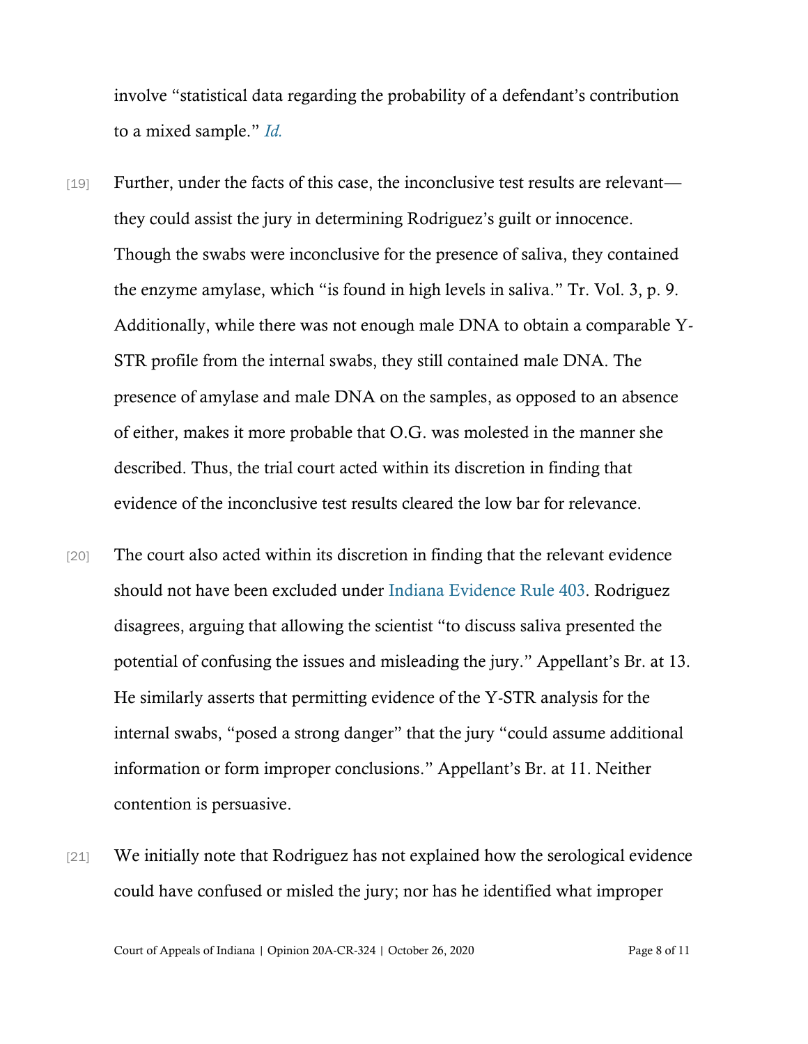involve "statistical data regarding the probability of a defendant's contribution to a mixed sample." *Id.*

[19] Further, under the facts of this case, the inconclusive test results are relevant—they could assist the jury in determining Rodriguez's guilt or innocence. Though the swabs were inconclusive for the presence of saliva, they contained the enzyme amylase, which "is found in high levels in saliva." Tr. Vol. 3, p. 9. Additionally, while there was not enough male DNA to obtain a comparable Y-STR profile from the internal swabs, they still contained male DNA. The presence of amylase and male DNA on the samples, as opposed to an absence of either, makes it more probable that O.G. was molested in the manner she described. Thus, the trial court acted within its discretion in finding that evidence of the inconclusive test results cleared the low bar for relevance.

[20] The court also acted within its discretion in finding that the relevant evidence should not have been excluded under Indiana Evidence Rule 403. Rodriguez disagrees, arguing that allowing the scientist "to discuss saliva presented the potential of confusing the issues and misleading the jury." Appellant's Br. at 13. He similarly asserts that permitting evidence of the Y-STR analysis for the internal swabs, "posed a strong danger" that the jury "could assume additional information or form improper conclusions." Appellant's Br. at 11. Neither contention is persuasive.

[21] We initially note that Rodriguez has not explained how the serological evidence could have confused or misled the jury; nor has he identified what improper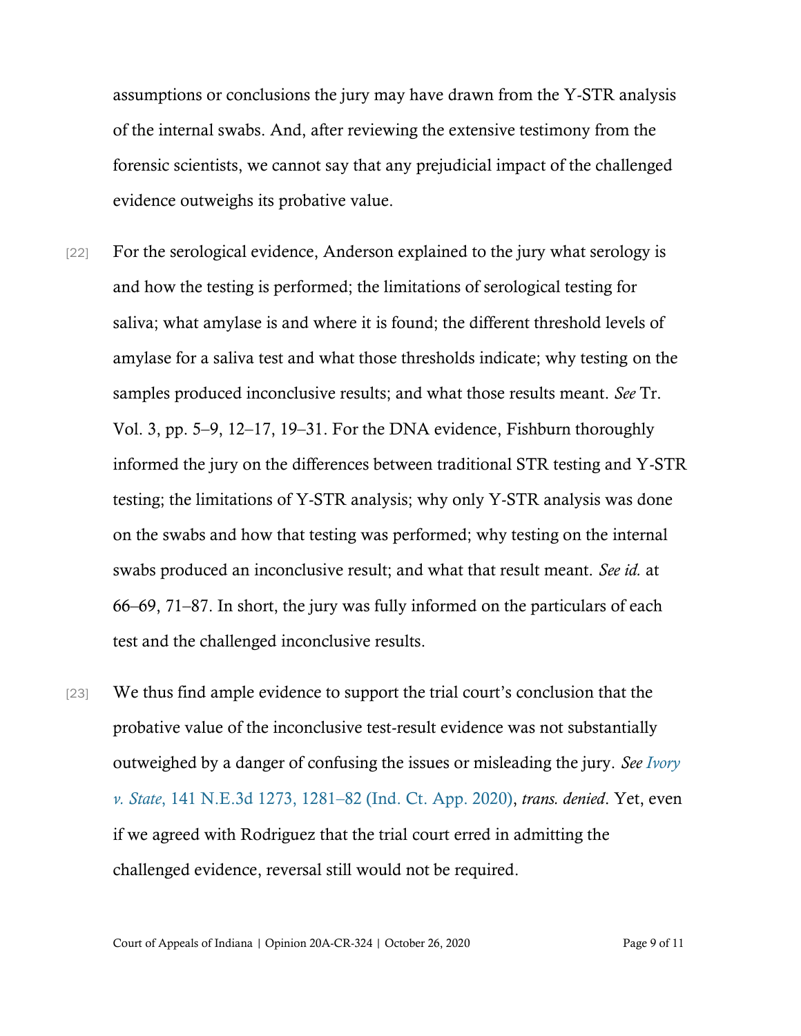assumptions or conclusions the jury may have drawn from the Y-STR analysis of the internal swabs. And, after reviewing the extensive testimony from the forensic scientists, we cannot say that any prejudicial impact of the challenged evidence outweighs its probative value.

[22] For the serological evidence, Anderson explained to the jury what serology is and how the testing is performed; the limitations of serological testing for saliva; what amylase is and where it is found; the different threshold levels of amylase for a saliva test and what those thresholds indicate; why testing on the samples produced inconclusive results; and what those results meant. *See* Tr. Vol. 3, pp. 5–9, 12–17, 19–31. For the DNA evidence, Fishburn thoroughly informed the jury on the differences between traditional STR testing and Y-STR testing; the limitations of Y-STR analysis; why only Y-STR analysis was done on the swabs and how that testing was performed; why testing on the internal swabs produced an inconclusive result; and what that result meant. *See id.* at 66–69, 71–87. In short, the jury was fully informed on the particulars of each test and the challenged inconclusive results.

[23] We thus find ample evidence to support the trial court's conclusion that the probative value of the inconclusive test-result evidence was not substantially outweighed by a danger of confusing the issues or misleading the jury. *See Ivory v. State*, 141 N.E.3d 1273, 1281–82 (Ind. Ct. App. 2020), *trans. denied*. Yet, even if we agreed with Rodriguez that the trial court erred in admitting the challenged evidence, reversal still would not be required.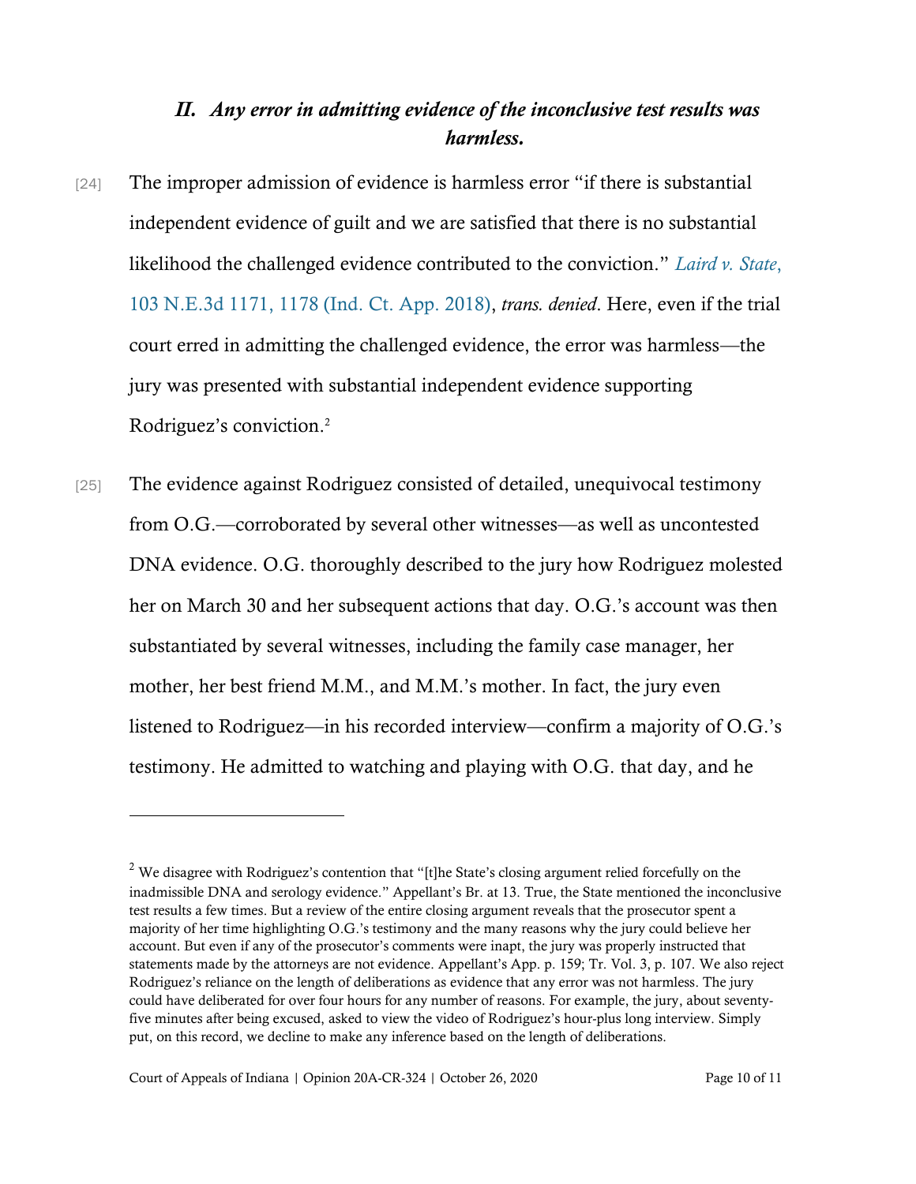## *II. Any error in admitting evidence of the inconclusive test results was harmless.*

[24] The improper admission of evidence is harmless error "if there is substantial independent evidence of guilt and we are satisfied that there is no substantial likelihood the challenged evidence contributed to the conviction." *Laird v. State*, 103 N.E.3d 1171, 1178 (Ind. Ct. App. 2018), *trans. denied*. Here, even if the trial court erred in admitting the challenged evidence, the error was harmless—the jury was presented with substantial independent evidence supporting Rodriguez's conviction.[2]

[25] The evidence against Rodriguez consisted of detailed, unequivocal testimony from O.G.—corroborated by several other witnesses—as well as uncontested DNA evidence. O.G. thoroughly described to the jury how Rodriguez molested her on March 30 and her subsequent actions that day. O.G.'s account was then substantiated by several witnesses, including the family case manager, her mother, her best friend M.M., and M.M.'s mother. In fact, the jury even listened to Rodriguez—in his recorded interview—confirm a majority of O.G.'s testimony. He admitted to watching and playing with O.G. that day, and he

---

[2] We disagree with Rodriguez's contention that "[t]he State's closing argument relied forcefully on the inadmissible DNA and serology evidence." Appellant's Br. at 13. True, the State mentioned the inconclusive test results a few times. But a review of the entire closing argument reveals that the prosecutor spent a majority of her time highlighting O.G.'s testimony and the many reasons why the jury could believe her account. But even if any of the prosecutor's comments were inapt, the jury was properly instructed that statements made by the attorneys are not evidence. Appellant's App. p. 159; Tr. Vol. 3, p. 107. We also reject Rodriguez's reliance on the length of deliberations as evidence that any error was not harmless. The jury could have deliberated for over four hours for any number of reasons. For example, the jury, about seventy-five minutes after being excused, asked to view the video of Rodriguez's hour-plus long interview. Simply put, on this record, we decline to make any inference based on the length of deliberations.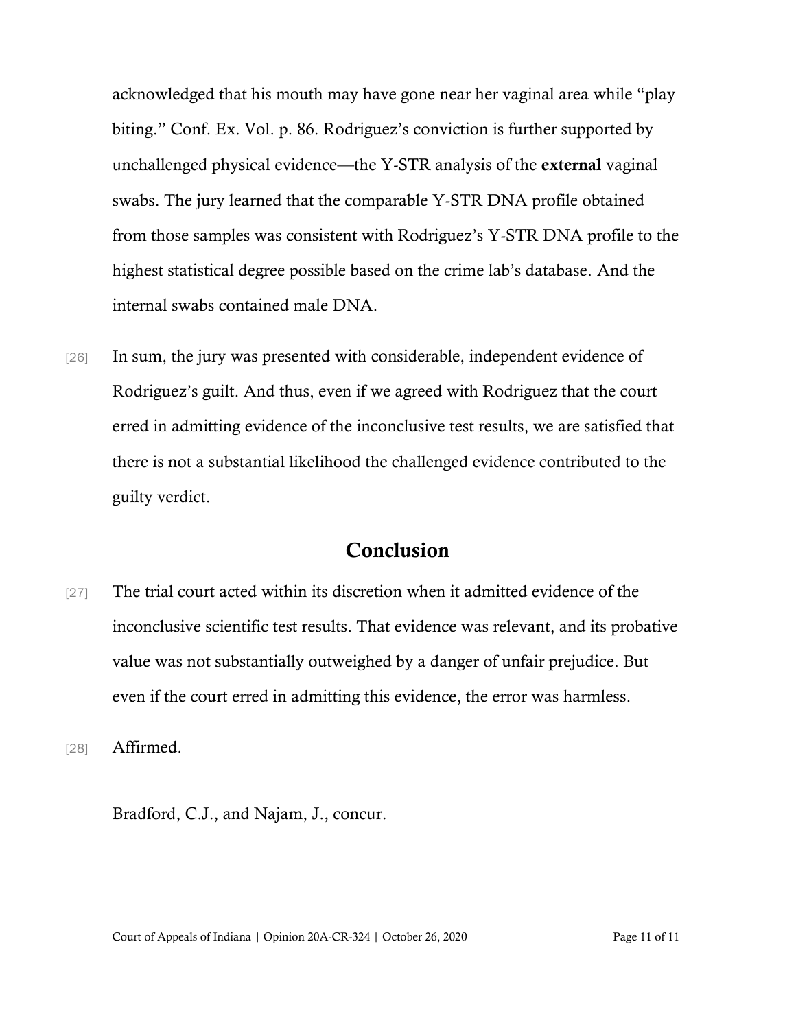acknowledged that his mouth may have gone near her vaginal area while "play biting." Conf. Ex. Vol. p. 86. Rodriguez's conviction is further supported by unchallenged physical evidence—the Y-STR analysis of the **external** vaginal swabs. The jury learned that the comparable Y-STR DNA profile obtained from those samples was consistent with Rodriguez's Y-STR DNA profile to the highest statistical degree possible based on the crime lab's database. And the internal swabs contained male DNA.

[26] In sum, the jury was presented with considerable, independent evidence of Rodriguez's guilt. And thus, even if we agreed with Rodriguez that the court erred in admitting evidence of the inconclusive test results, we are satisfied that there is not a substantial likelihood the challenged evidence contributed to the guilty verdict.

## Conclusion

[27] The trial court acted within its discretion when it admitted evidence of the inconclusive scientific test results. That evidence was relevant, and its probative value was not substantially outweighed by a danger of unfair prejudice. But even if the court erred in admitting this evidence, the error was harmless.

[28] Affirmed.

Bradford, C.J., and Najam, J., concur.